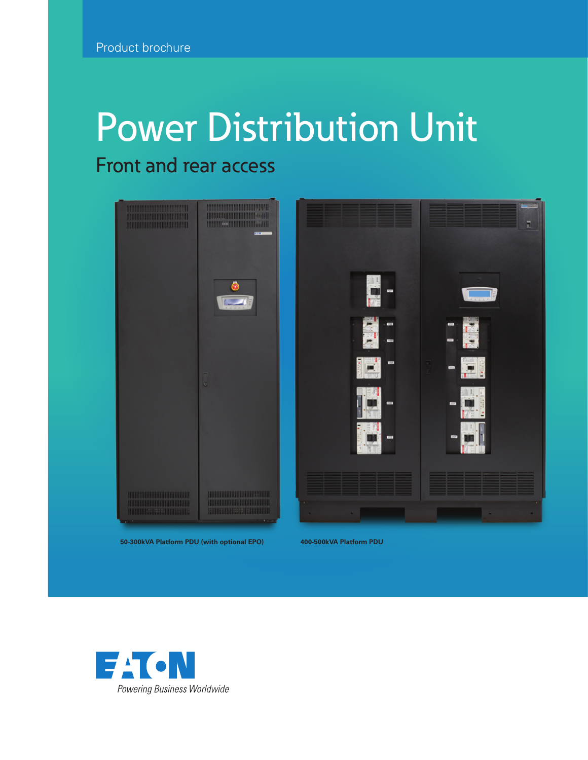Product brochure

# Power Distribution Unit

## Front and rear access

**50-300kVA Platform PDU (with optional EPO)**

**400-500kVA Platform PDU**

EATON

*Powering Business Worldwide*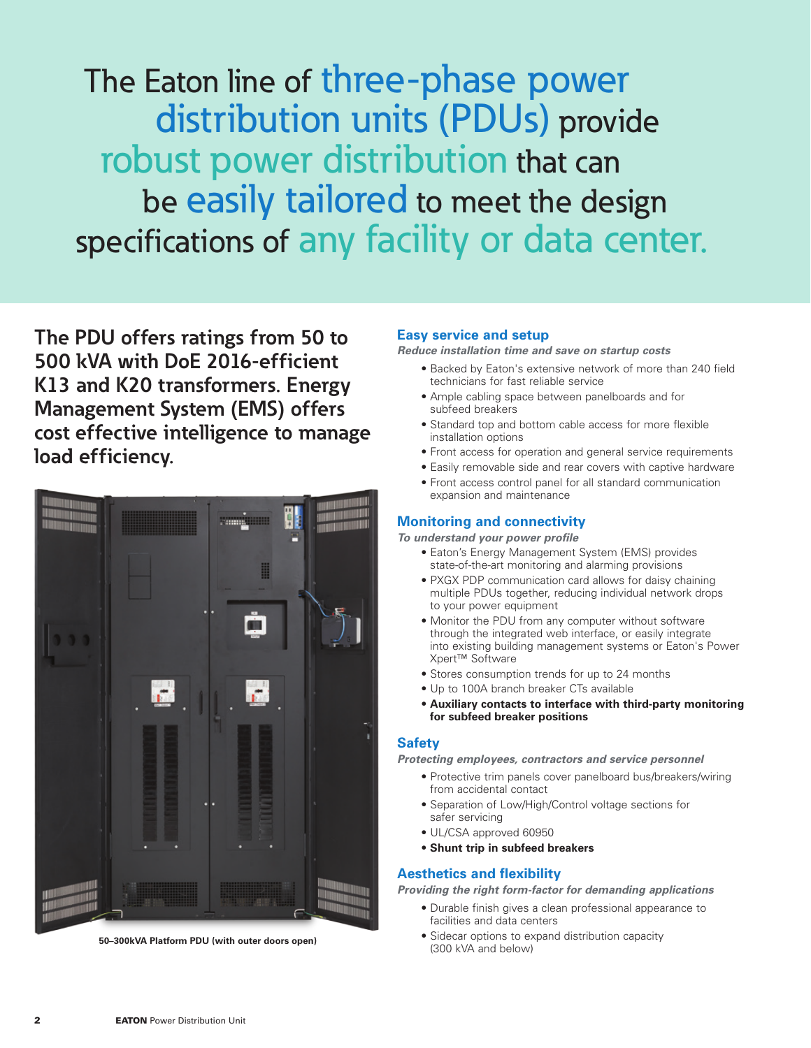# The Eaton line of three-phase power distribution units (PDUs) provide robust power distribution that can be easily tailored to meet the design specifications of any facility or data center.

**The PDU offers ratings from 50 to 500 kVA with DoE 2016-efficient K13 and K20 transformers. Energy Management System (EMS) offers cost effective intelligence to manage load efficiency.**

50–300kVA Platform PDU (with outer doors open)

## Easy service and setup

*Reduce installation time and save on startup costs*

- Backed by Eaton's extensive network of more than 240 field technicians for fast reliable service
- Ample cabling space between panelboards and for subfeed breakers
- Standard top and bottom cable access for more flexible installation options
- Front access for operation and general service requirements
- Easily removable side and rear covers with captive hardware
- Front access control panel for all standard communication expansion and maintenance

## Monitoring and connectivity

*To understand your power profile*

- Eaton's Energy Management System (EMS) provides state-of-the-art monitoring and alarming provisions
- PXGX PDP communication card allows for daisy chaining multiple PDUs together, reducing individual network drops to your power equipment
- Monitor the PDU from any computer without software through the integrated web interface, or easily integrate into existing building management systems or Eaton's Power Xpert™ Software
- Stores consumption trends for up to 24 months
- Up to 100A branch breaker CTs available
- **Auxiliary contacts to interface with third-party monitoring for subfeed breaker positions**

## Safety

*Protecting employees, contractors and service personnel*

- Protective trim panels cover panelboard bus/breakers/wiring from accidental contact
- Separation of Low/High/Control voltage sections for safer servicing
- UL/CSA approved 60950
- **Shunt trip in subfeed breakers**

## Aesthetics and flexibility

*Providing the right form-factor for demanding applications*

- Durable finish gives a clean professional appearance to facilities and data centers
- Sidecar options to expand distribution capacity (300 kVA and below)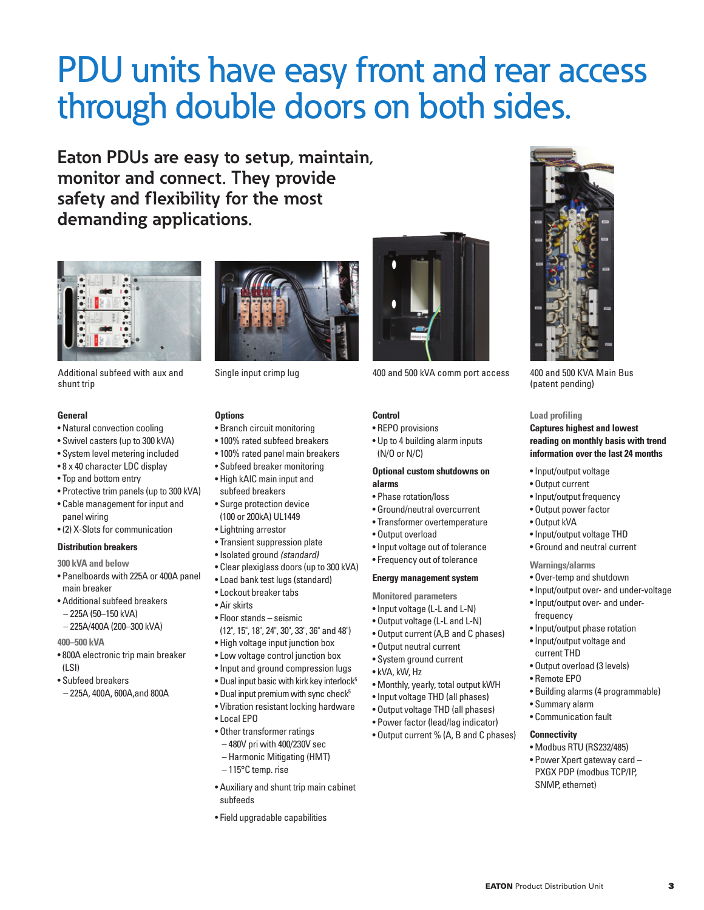# PDU units have easy front and rear access through double doors on both sides.

**Eaton PDUs are easy to setup, maintain, monitor and connect. They provide safety and flexibility for the most demanding applications.**

Additional subfeed with aux and shunt trip

Single input crimp lug

400 and 500 kVA comm port access

400 and 500 KVA Main Bus (patent pending)

### General

- Natural convection cooling
- Swivel casters (up to 300 kVA)
- System level metering included
- 8 x 40 character LDC display
- Top and bottom entry
- Protective trim panels (up to 300 kVA)
- Cable management for input and panel wiring
- (2) X-Slots for communication

### Distribution breakers

**300 kVA and below**

- Panelboards with 225A or 400A panel main breaker
- Additional subfeed breakers
  - 225A (50–150 kVA)
  - 225A/400A (200–300 kVA)

**400–500 kVA**

- 800A electronic trip main breaker (LSI)
- Subfeed breakers
  - 225A, 400A, 600A, and 800A

### Options

- Branch circuit monitoring
- 100% rated subfeed breakers
- 100% rated panel main breakers
- Subfeed breaker monitoring
- High kAIC main input and subfeed breakers
- Surge protection device (100 or 200kA) UL1449
- Lightning arrestor
- Transient suppression plate
- Isolated ground *(standard)*
- Clear plexiglass doors (up to 300 kVA)
- Load bank test lugs (standard)
- Lockout breaker tabs
- Air skirts
- Floor stands – seismic (12", 15", 18", 24", 30", 33", 36" and 48")
- High voltage input junction box
- Low voltage control junction box
- Input and ground compression lugs
- Dual input basic with kirk key interlock[5]
- Dual input premium with sync check[5]
- Vibration resistant locking hardware
- Local EPO
- Other transformer ratings
  - 480V pri with 400/230V sec
  - Harmonic Mitigating (HMT)
  - 115°C temp. rise
- Auxiliary and shunt trip main cabinet subfeeds
- Field upgradable capabilities

### Control

- REPO provisions
- Up to 4 building alarm inputs (N/O or N/C)

### Optional custom shutdowns on alarms

- Phase rotation/loss
- Ground/neutral overcurrent
- Transformer overtemperature
- Output overload
- Input voltage out of tolerance
- Frequency out of tolerance

### Energy management system

**Monitored parameters**

- Input voltage (L-L and L-N)
- Output voltage (L-L and L-N)
- Output current (A,B and C phases)
- Output neutral current
- System ground current
- kVA, kW, Hz
- Monthly, yearly, total output kWH
- Input voltage THD (all phases)
- Output voltage THD (all phases)
- Power factor (lead/lag indicator)
- Output current % (A, B and C phases)

### Load profiling

**Captures highest and lowest reading on monthly basis with trend information over the last 24 months**

- Input/output voltage
- Output current
- Input/output frequency
- Output power factor
- Output kVA
- Input/output voltage THD
- Ground and neutral current

**Warnings/alarms**

- Over-temp and shutdown
- Input/output over- and under-voltage
- Input/output over- and under-frequency
- Input/output phase rotation
- Input/output voltage and current THD
- Output overload (3 levels)
- Remote EPO
- Building alarms (4 programmable)
- Summary alarm
- Communication fault

### Connectivity

- Modbus RTU (RS232/485)
- Power Xpert gateway card – PXGX PDP (modbus TCP/IP, SNMP, ethernet)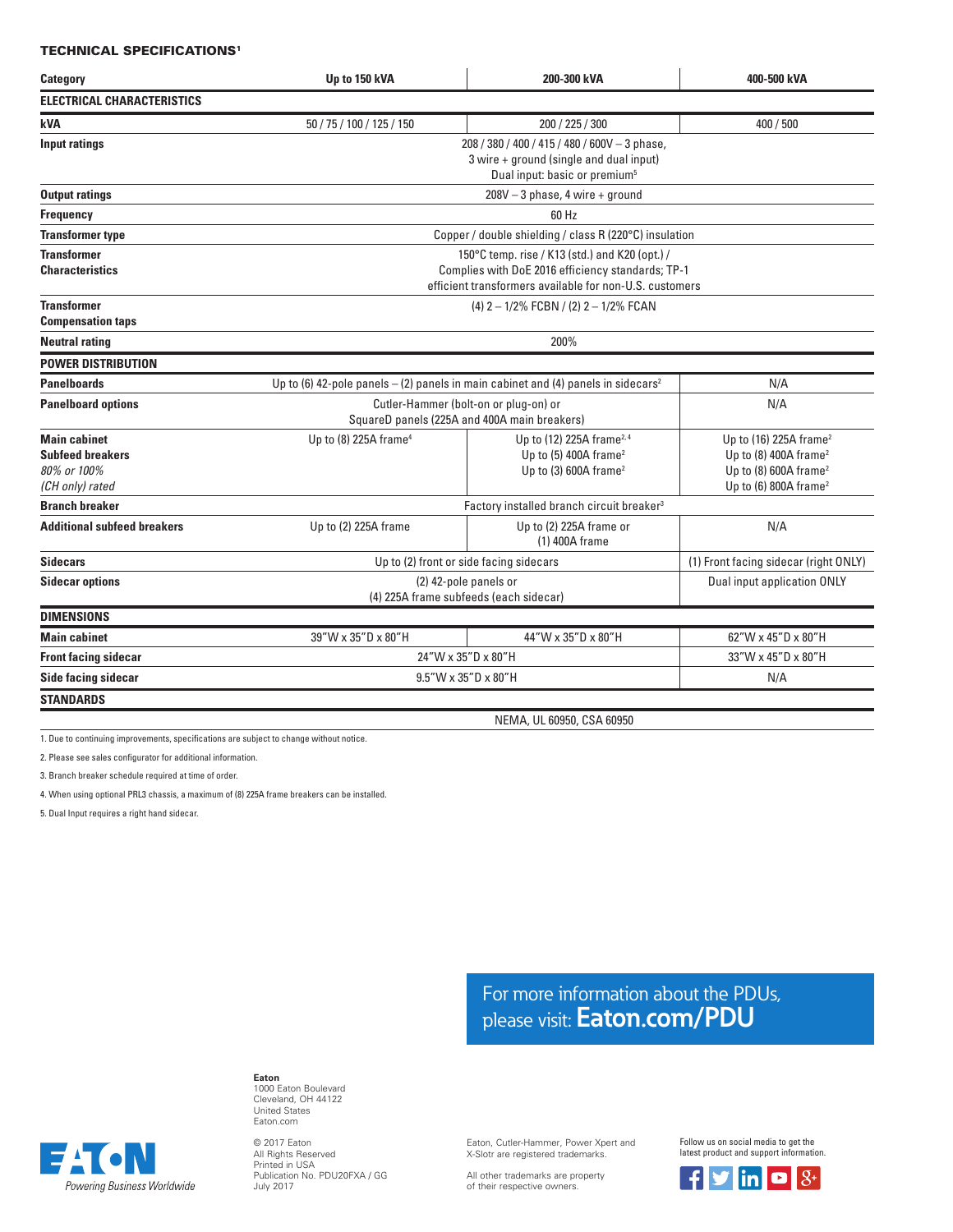### TECHNICAL SPECIFICATIONS[1]

| Category | Up to 150 kVA | 200-300 kVA | 400-500 kVA |
|---|---|---|---|
| **ELECTRICAL CHARACTERISTICS** | | | |
| **kVA** | 50 / 75 / 100 / 125 / 150 | 200 / 225 / 300 | 400 / 500 |
| **Input ratings** | 208 / 380 / 400 / 415 / 480 / 600V – 3 phase, 3 wire + ground (single and dual input) Dual input: basic or premium[5] | | |
| **Output ratings** | 208V – 3 phase, 4 wire + ground | | |
| **Frequency** | 60 Hz | | |
| **Transformer type** | Copper / double shielding / class R (220°C) insulation | | |
| **Transformer Characteristics** | 150°C temp. rise / K13 (std.) and K20 (opt.) / Complies with DoE 2016 efficiency standards; TP-1 efficient transformers available for non-U.S. customers | | |
| **Transformer Compensation taps** | (4) 2 – 1/2% FCBN / (2) 2 – 1/2% FCAN | | |
| **Neutral rating** | 200% | | |
| **POWER DISTRIBUTION** | | | |
| **Panelboards** | Up to (6) 42-pole panels – (2) panels in main cabinet and (4) panels in sidecars[2] | | N/A |
| **Panelboard options** | Cutler-Hammer (bolt-on or plug-on) or SquareD panels (225A and 400A main breakers) | | N/A |
| **Main cabinet Subfeed breakers** *80% or 100% (CH only) rated* | Up to (8) 225A frame[4] | Up to (12) 225A frame[2,4] Up to (5) 400A frame[2] Up to (3) 600A frame[2] | Up to (16) 225A frame[2] Up to (8) 400A frame[2] Up to (8) 600A frame[2] Up to (6) 800A frame[2] |
| **Branch breaker** | Factory installed branch circuit breaker[3] | | |
| **Additional subfeed breakers** | Up to (2) 225A frame | Up to (2) 225A frame or (1) 400A frame | N/A |
| **Sidecars** | Up to (2) front or side facing sidecars | | (1) Front facing sidecar (right ONLY) |
| **Sidecar options** | (2) 42-pole panels or (4) 225A frame subfeeds (each sidecar) | | Dual input application ONLY |
| **DIMENSIONS** | | | |
| **Main cabinet** | 39"W x 35"D x 80"H | 44"W x 35"D x 80"H | 62"W x 45"D x 80"H |
| **Front facing sidecar** | 24"W x 35"D x 80"H | | 33"W x 45"D x 80"H |
| **Side facing sidecar** | 9.5"W x 35"D x 80"H | | N/A |
| **STANDARDS** | | | |
| | NEMA, UL 60950, CSA 60950 | | |

1. Due to continuing improvements, specifications are subject to change without notice.

2. Please see sales configurator for additional information.

3. Branch breaker schedule required at time of order.

4. When using optional PRL3 chassis, a maximum of (8) 225A frame breakers can be installed.

5. Dual Input requires a right hand sidecar.

For more information about the PDUs, please visit: **Eaton.com/PDU**

**Eaton**
1000 Eaton Boulevard
Cleveland, OH 44122
United States
Eaton.com

© 2017 Eaton
All Rights Reserved
Printed in USA
Publication No. PDU20FXA / GG
July 2017

Eaton, Cutler-Hammer, Power Xpert and X-Slotr are registered trademarks.

All other trademarks are property of their respective owners.

Follow us on social media to get the latest product and support information.

Powering Business Worldwide